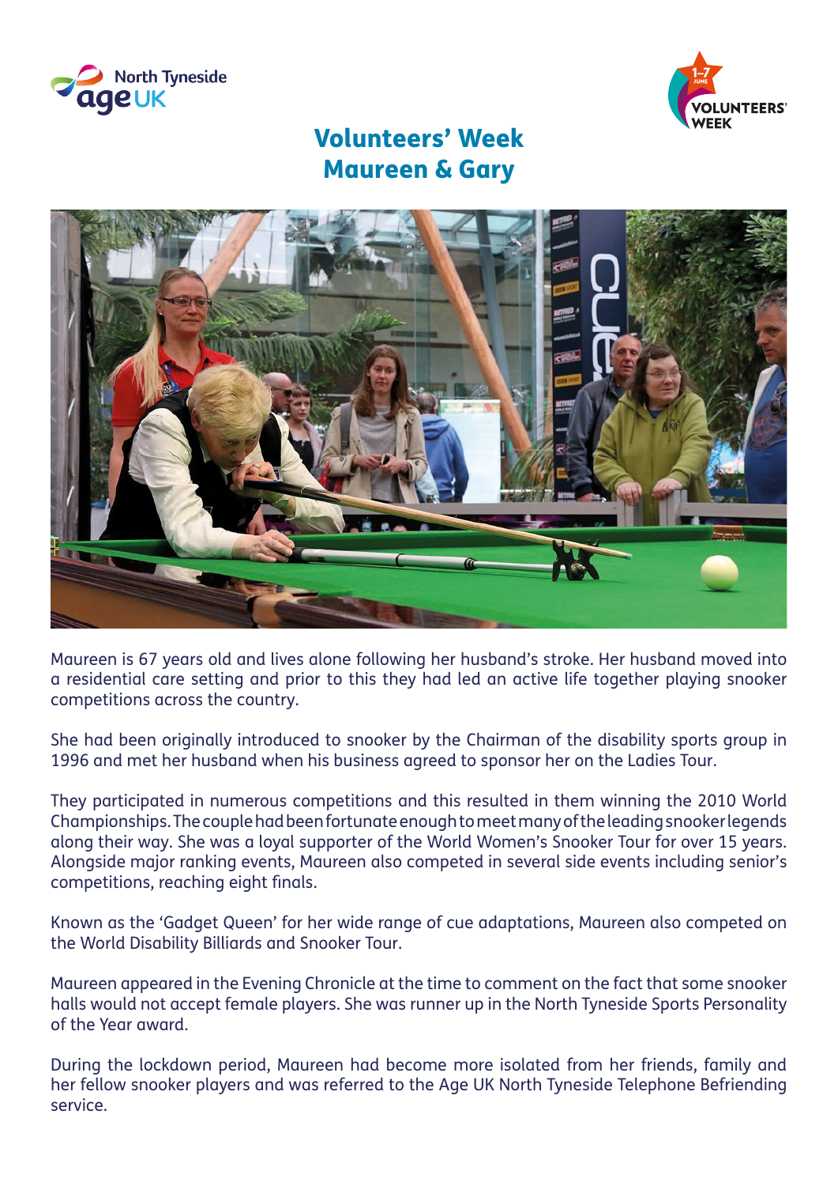# Volunteers' Week
# Maureen & Gary

Maureen is 67 years old and lives alone following her husband's stroke. Her husband moved into a residential care setting and prior to this they had led an active life together playing snooker competitions across the country.

She had been originally introduced to snooker by the Chairman of the disability sports group in 1996 and met her husband when his business agreed to sponsor her on the Ladies Tour.

They participated in numerous competitions and this resulted in them winning the 2010 World Championships. The couple had been fortunate enough to meet many of the leading snooker legends along their way. She was a loyal supporter of the World Women's Snooker Tour for over 15 years. Alongside major ranking events, Maureen also competed in several side events including senior's competitions, reaching eight finals.

Known as the 'Gadget Queen' for her wide range of cue adaptations, Maureen also competed on the World Disability Billiards and Snooker Tour.

Maureen appeared in the Evening Chronicle at the time to comment on the fact that some snooker halls would not accept female players. She was runner up in the North Tyneside Sports Personality of the Year award.

During the lockdown period, Maureen had become more isolated from her friends, family and her fellow snooker players and was referred to the Age UK North Tyneside Telephone Befriending service.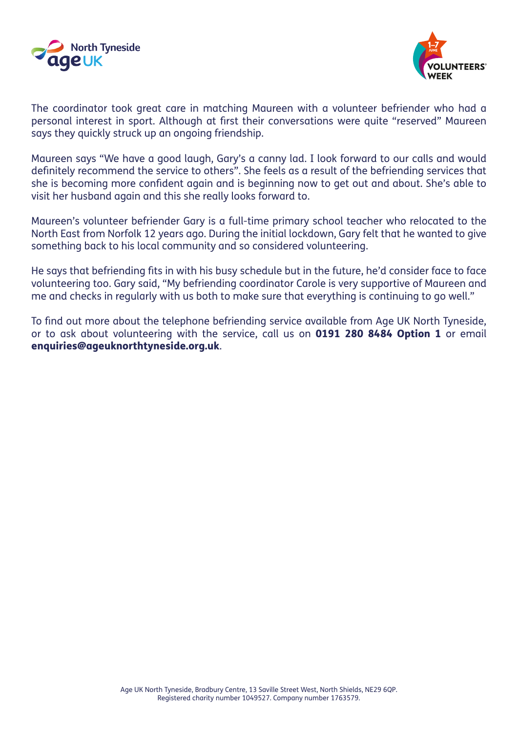The coordinator took great care in matching Maureen with a volunteer befriender who had a personal interest in sport. Although at first their conversations were quite “reserved” Maureen says they quickly struck up an ongoing friendship.

Maureen says “We have a good laugh, Gary’s a canny lad. I look forward to our calls and would definitely recommend the service to others”. She feels as a result of the befriending services that she is becoming more confident again and is beginning now to get out and about. She’s able to visit her husband again and this she really looks forward to.

Maureen’s volunteer befriender Gary is a full-time primary school teacher who relocated to the North East from Norfolk 12 years ago. During the initial lockdown, Gary felt that he wanted to give something back to his local community and so considered volunteering.

He says that befriending fits in with his busy schedule but in the future, he’d consider face to face volunteering too. Gary said, “My befriending coordinator Carole is very supportive of Maureen and me and checks in regularly with us both to make sure that everything is continuing to go well.”

To find out more about the telephone befriending service available from Age UK North Tyneside, or to ask about volunteering with the service, call us on **0191 280 8484 Option 1** or email **enquiries@ageuknorthtyneside.org.uk**.

Age UK North Tyneside, Bradbury Centre, 13 Saville Street West, North Shields, NE29 6QP.
Registered charity number 1049527. Company number 1763579.